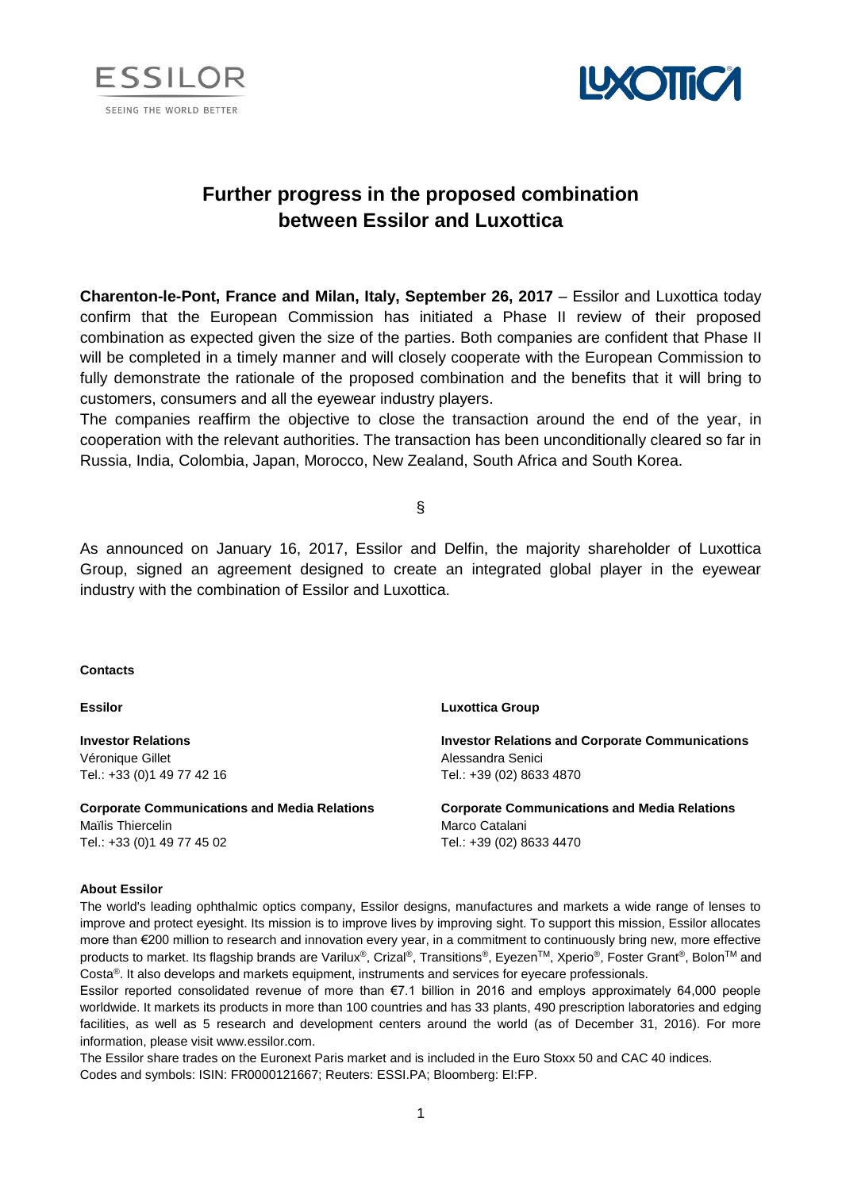# Further progress in the proposed combination between Essilor and Luxottica

**Charenton-le-Pont, France and Milan, Italy, September 26, 2017** – Essilor and Luxottica today confirm that the European Commission has initiated a Phase II review of their proposed combination as expected given the size of the parties. Both companies are confident that Phase II will be completed in a timely manner and will closely cooperate with the European Commission to fully demonstrate the rationale of the proposed combination and the benefits that it will bring to customers, consumers and all the eyewear industry players.

The companies reaffirm the objective to close the transaction around the end of the year, in cooperation with the relevant authorities. The transaction has been unconditionally cleared so far in Russia, India, Colombia, Japan, Morocco, New Zealand, South Africa and South Korea.

§

As announced on January 16, 2017, Essilor and Delfin, the majority shareholder of Luxottica Group, signed an agreement designed to create an integrated global player in the eyewear industry with the combination of Essilor and Luxottica.

**Contacts**

**Essilor**

**Investor Relations**
Véronique Gillet
Tel.: +33 (0)1 49 77 42 16

**Corporate Communications and Media Relations**
Maïlis Thiercelin
Tel.: +33 (0)1 49 77 45 02

**Luxottica Group**

**Investor Relations and Corporate Communications**
Alessandra Senici
Tel.: +39 (02) 8633 4870

**Corporate Communications and Media Relations**
Marco Catalani
Tel.: +39 (02) 8633 4470

**About Essilor**

The world's leading ophthalmic optics company, Essilor designs, manufactures and markets a wide range of lenses to improve and protect eyesight. Its mission is to improve lives by improving sight. To support this mission, Essilor allocates more than €200 million to research and innovation every year, in a commitment to continuously bring new, more effective products to market. Its flagship brands are Varilux®, Crizal®, Transitions®, Eyezen™, Xperio®, Foster Grant®, Bolon™ and Costa®. It also develops and markets equipment, instruments and services for eyecare professionals.

Essilor reported consolidated revenue of more than €7.1 billion in 2016 and employs approximately 64,000 people worldwide. It markets its products in more than 100 countries and has 33 plants, 490 prescription laboratories and edging facilities, as well as 5 research and development centers around the world (as of December 31, 2016). For more information, please visit www.essilor.com.

The Essilor share trades on the Euronext Paris market and is included in the Euro Stoxx 50 and CAC 40 indices.
Codes and symbols: ISIN: FR0000121667; Reuters: ESSI.PA; Bloomberg: EI:FP.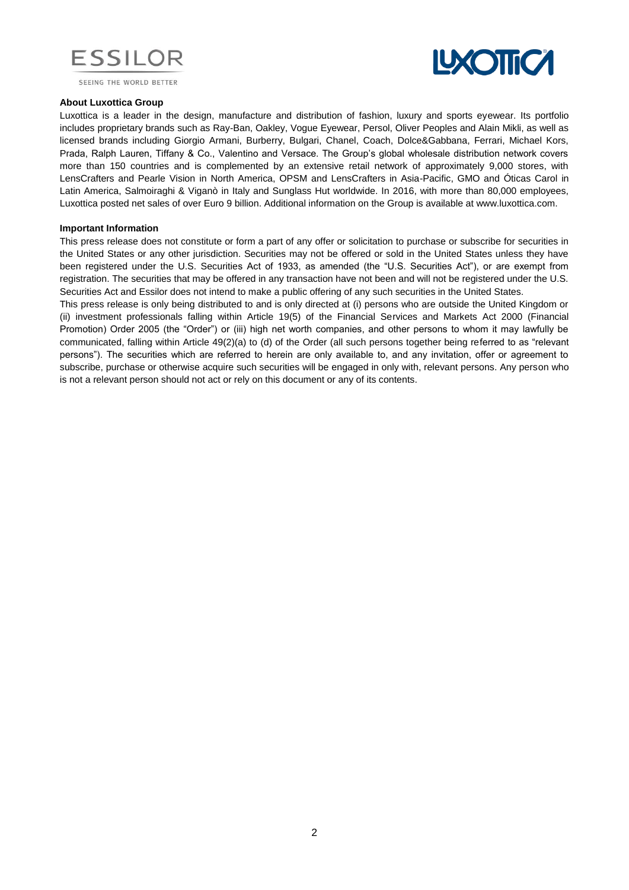**About Luxottica Group**

Luxottica is a leader in the design, manufacture and distribution of fashion, luxury and sports eyewear. Its portfolio includes proprietary brands such as Ray-Ban, Oakley, Vogue Eyewear, Persol, Oliver Peoples and Alain Mikli, as well as licensed brands including Giorgio Armani, Burberry, Bulgari, Chanel, Coach, Dolce&Gabbana, Ferrari, Michael Kors, Prada, Ralph Lauren, Tiffany & Co., Valentino and Versace. The Group's global wholesale distribution network covers more than 150 countries and is complemented by an extensive retail network of approximately 9,000 stores, with LensCrafters and Pearle Vision in North America, OPSM and LensCrafters in Asia-Pacific, GMO and Óticas Carol in Latin America, Salmoiraghi & Viganò in Italy and Sunglass Hut worldwide. In 2016, with more than 80,000 employees, Luxottica posted net sales of over Euro 9 billion. Additional information on the Group is available at www.luxottica.com.

**Important Information**

This press release does not constitute or form a part of any offer or solicitation to purchase or subscribe for securities in the United States or any other jurisdiction. Securities may not be offered or sold in the United States unless they have been registered under the U.S. Securities Act of 1933, as amended (the "U.S. Securities Act"), or are exempt from registration. The securities that may be offered in any transaction have not been and will not be registered under the U.S. Securities Act and Essilor does not intend to make a public offering of any such securities in the United States.

This press release is only being distributed to and is only directed at (i) persons who are outside the United Kingdom or (ii) investment professionals falling within Article 19(5) of the Financial Services and Markets Act 2000 (Financial Promotion) Order 2005 (the "Order") or (iii) high net worth companies, and other persons to whom it may lawfully be communicated, falling within Article 49(2)(a) to (d) of the Order (all such persons together being referred to as "relevant persons"). The securities which are referred to herein are only available to, and any invitation, offer or agreement to subscribe, purchase or otherwise acquire such securities will be engaged in only with, relevant persons. Any person who is not a relevant person should not act or rely on this document or any of its contents.